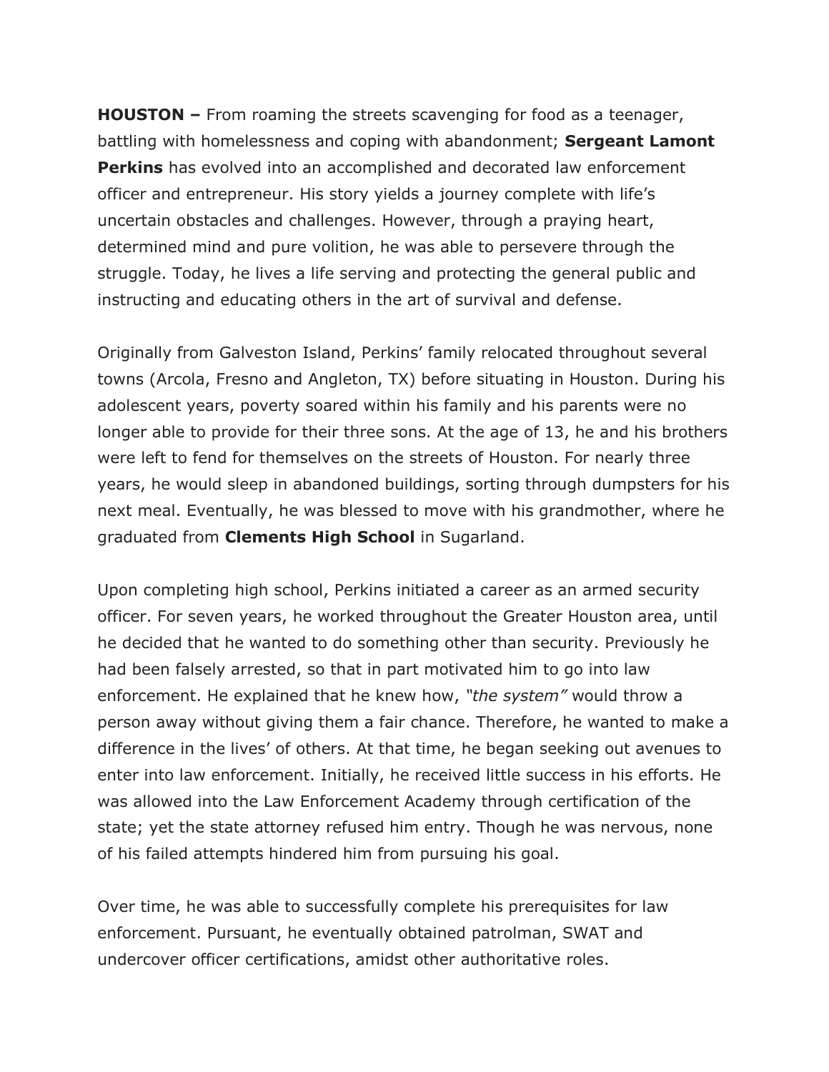**HOUSTON –** From roaming the streets scavenging for food as a teenager, battling with homelessness and coping with abandonment; **Sergeant Lamont Perkins** has evolved into an accomplished and decorated law enforcement officer and entrepreneur. His story yields a journey complete with life's uncertain obstacles and challenges. However, through a praying heart, determined mind and pure volition, he was able to persevere through the struggle. Today, he lives a life serving and protecting the general public and instructing and educating others in the art of survival and defense.

Originally from Galveston Island, Perkins' family relocated throughout several towns (Arcola, Fresno and Angleton, TX) before situating in Houston. During his adolescent years, poverty soared within his family and his parents were no longer able to provide for their three sons. At the age of 13, he and his brothers were left to fend for themselves on the streets of Houston. For nearly three years, he would sleep in abandoned buildings, sorting through dumpsters for his next meal. Eventually, he was blessed to move with his grandmother, where he graduated from **Clements High School** in Sugarland.

Upon completing high school, Perkins initiated a career as an armed security officer. For seven years, he worked throughout the Greater Houston area, until he decided that he wanted to do something other than security. Previously he had been falsely arrested, so that in part motivated him to go into law enforcement. He explained that he knew how, *"the system"* would throw a person away without giving them a fair chance. Therefore, he wanted to make a difference in the lives' of others. At that time, he began seeking out avenues to enter into law enforcement. Initially, he received little success in his efforts. He was allowed into the Law Enforcement Academy through certification of the state; yet the state attorney refused him entry. Though he was nervous, none of his failed attempts hindered him from pursuing his goal.

Over time, he was able to successfully complete his prerequisites for law enforcement. Pursuant, he eventually obtained patrolman, SWAT and undercover officer certifications, amidst other authoritative roles.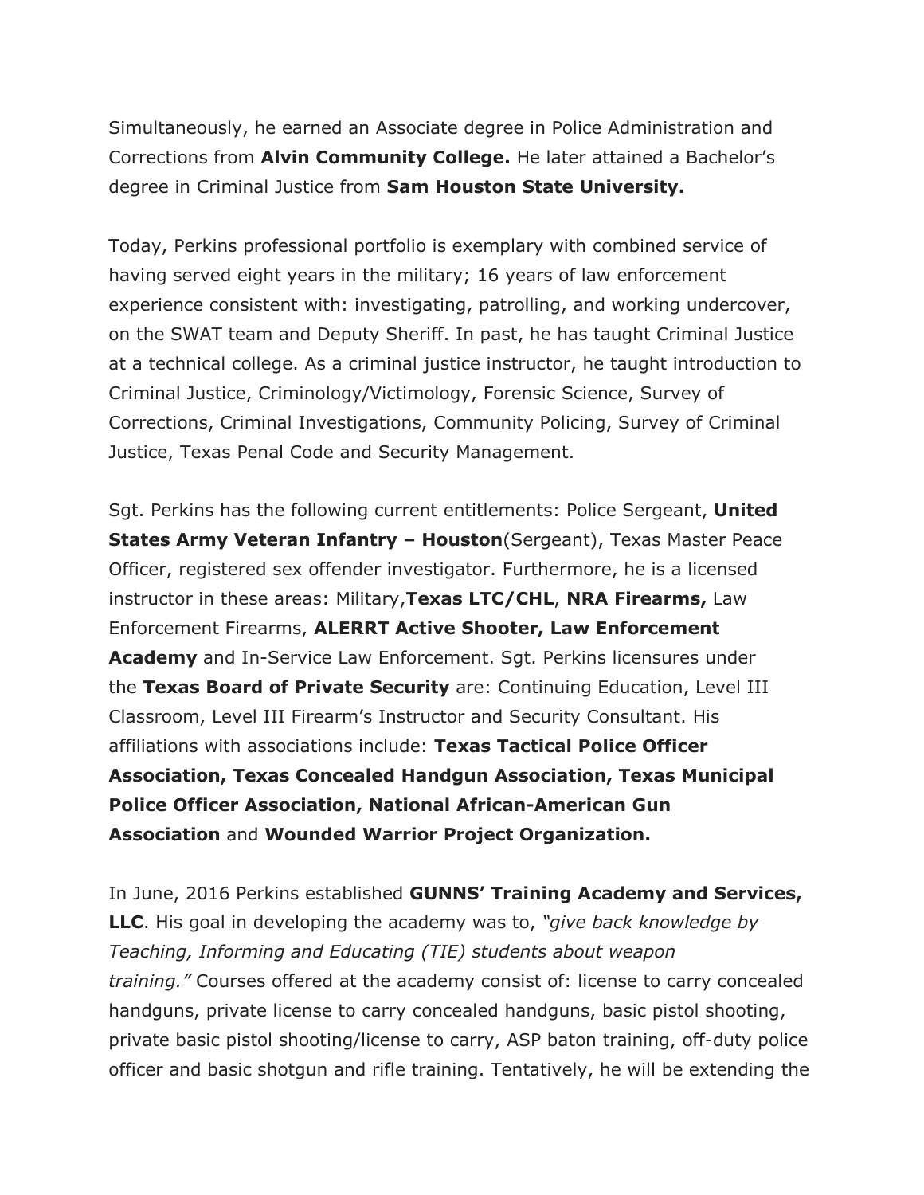Simultaneously, he earned an Associate degree in Police Administration and Corrections from **Alvin Community College.** He later attained a Bachelor's degree in Criminal Justice from **Sam Houston State University.**

Today, Perkins professional portfolio is exemplary with combined service of having served eight years in the military; 16 years of law enforcement experience consistent with: investigating, patrolling, and working undercover, on the SWAT team and Deputy Sheriff. In past, he has taught Criminal Justice at a technical college. As a criminal justice instructor, he taught introduction to Criminal Justice, Criminology/Victimology, Forensic Science, Survey of Corrections, Criminal Investigations, Community Policing, Survey of Criminal Justice, Texas Penal Code and Security Management.

Sgt. Perkins has the following current entitlements: Police Sergeant, **United States Army Veteran Infantry – Houston**(Sergeant), Texas Master Peace Officer, registered sex offender investigator. Furthermore, he is a licensed instructor in these areas: Military,**Texas LTC/CHL**, **NRA Firearms,** Law Enforcement Firearms, **ALERRT Active Shooter, Law Enforcement Academy** and In-Service Law Enforcement. Sgt. Perkins licensures under the **Texas Board of Private Security** are: Continuing Education, Level III Classroom, Level III Firearm's Instructor and Security Consultant. His affiliations with associations include: **Texas Tactical Police Officer Association, Texas Concealed Handgun Association, Texas Municipal Police Officer Association, National African-American Gun Association** and **Wounded Warrior Project Organization.**

In June, 2016 Perkins established **GUNNS' Training Academy and Services, LLC**. His goal in developing the academy was to, *"give back knowledge by Teaching, Informing and Educating (TIE) students about weapon training."* Courses offered at the academy consist of: license to carry concealed handguns, private license to carry concealed handguns, basic pistol shooting, private basic pistol shooting/license to carry, ASP baton training, off-duty police officer and basic shotgun and rifle training. Tentatively, he will be extending the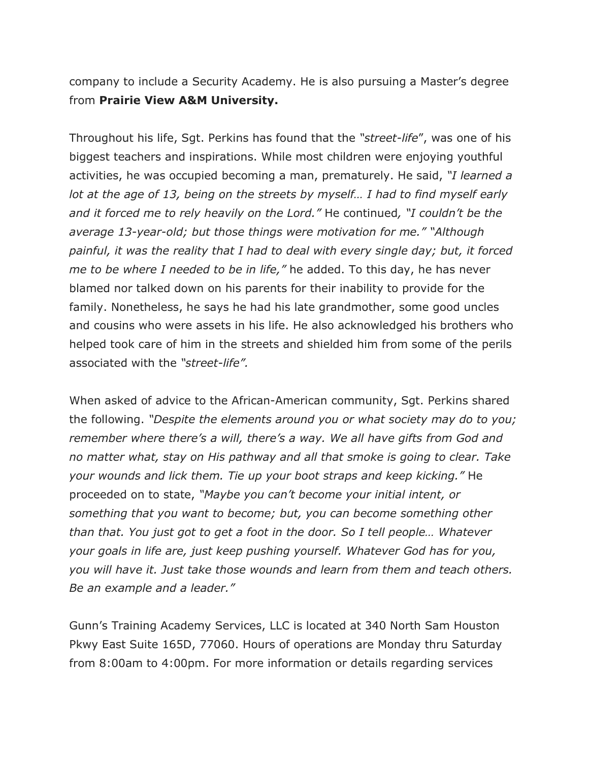company to include a Security Academy. He is also pursuing a Master's degree from **Prairie View A&M University.**

Throughout his life, Sgt. Perkins has found that the *"street-life*", was one of his biggest teachers and inspirations. While most children were enjoying youthful activities, he was occupied becoming a man, prematurely. He said, *"I learned a lot at the age of 13, being on the streets by myself… I had to find myself early and it forced me to rely heavily on the Lord."* He continued*, "I couldn't be the average 13-year-old; but those things were motivation for me." "Although painful, it was the reality that I had to deal with every single day; but, it forced me to be where I needed to be in life,"* he added. To this day, he has never blamed nor talked down on his parents for their inability to provide for the family. Nonetheless, he says he had his late grandmother, some good uncles and cousins who were assets in his life. He also acknowledged his brothers who helped took care of him in the streets and shielded him from some of the perils associated with the *"street-life".*

When asked of advice to the African-American community, Sgt. Perkins shared the following. *"Despite the elements around you or what society may do to you; remember where there's a will, there's a way. We all have gifts from God and no matter what, stay on His pathway and all that smoke is going to clear. Take your wounds and lick them. Tie up your boot straps and keep kicking."* He proceeded on to state, *"Maybe you can't become your initial intent, or something that you want to become; but, you can become something other than that. You just got to get a foot in the door. So I tell people… Whatever your goals in life are, just keep pushing yourself. Whatever God has for you, you will have it. Just take those wounds and learn from them and teach others. Be an example and a leader."*

Gunn's Training Academy Services, LLC is located at 340 North Sam Houston Pkwy East Suite 165D, 77060. Hours of operations are Monday thru Saturday from 8:00am to 4:00pm. For more information or details regarding services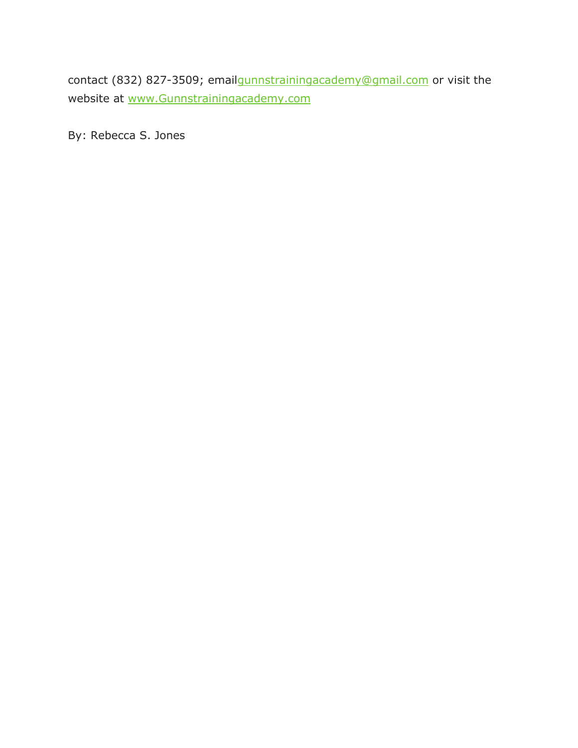contact (832) 827-3509; emailgunnstrainingacademy@gmail.com or visit the website at www.Gunnstrainingacademy.com

By: Rebecca S. Jones